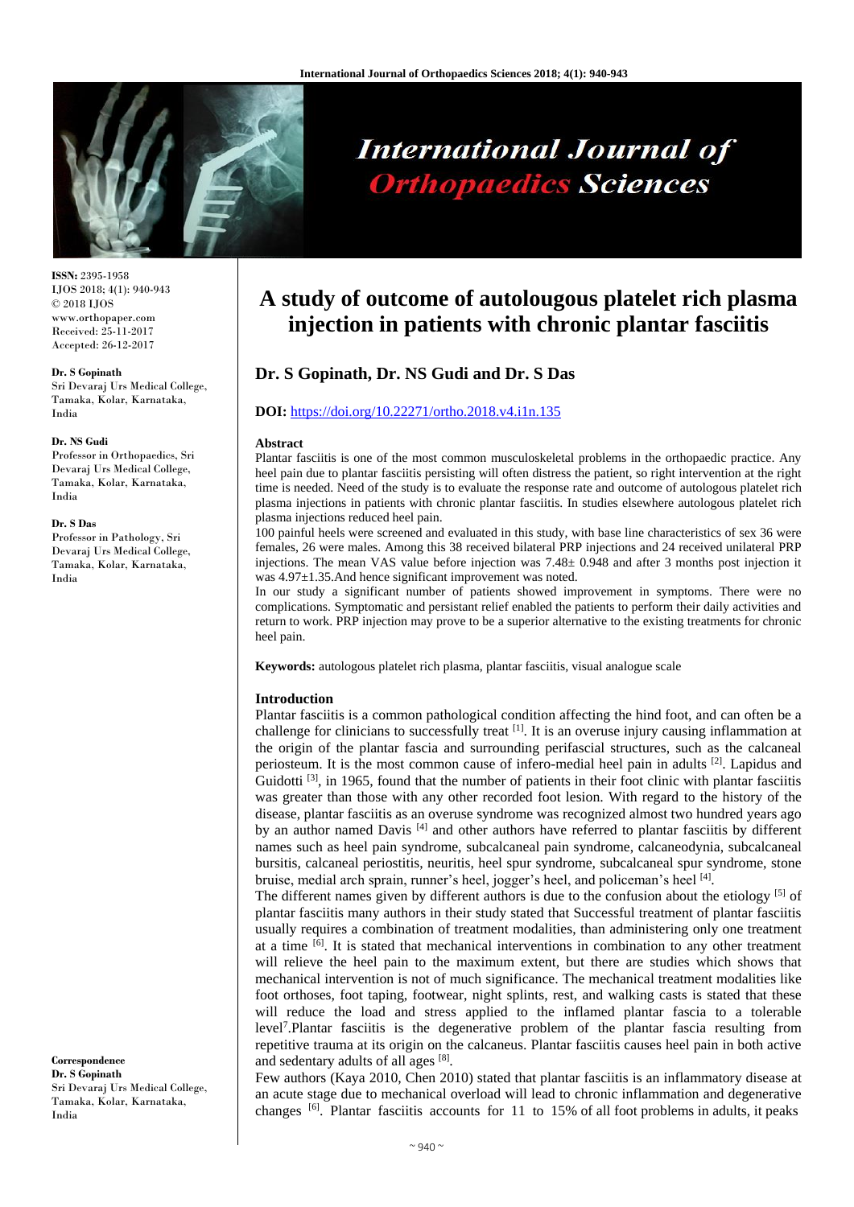# A study of outcome of autolougous platelet rich plasma injection in patients with chronic plantar fasciitis

**Dr. S Gopinath, Dr. NS Gudi and Dr. S Das**

**DOI:** https://doi.org/10.22271/ortho.2018.v4.i1n.135

**ISSN:** 2395-1958
IJOS 2018; 4(1): 940-943
© 2018 IJOS
www.orthopaper.com
Received: 25-11-2017
Accepted: 26-12-2017

**Dr. S Gopinath**
Sri Devaraj Urs Medical College, Tamaka, Kolar, Karnataka, India

**Dr. NS Gudi**
Professor in Orthopaedics, Sri Devaraj Urs Medical College, Tamaka, Kolar, Karnataka, India

**Dr. S Das**
Professor in Pathology, Sri Devaraj Urs Medical College, Tamaka, Kolar, Karnataka, India

**Correspondence**
**Dr. S Gopinath**
Sri Devaraj Urs Medical College, Tamaka, Kolar, Karnataka, India

## Abstract

Plantar fasciitis is one of the most common musculoskeletal problems in the orthopaedic practice. Any heel pain due to plantar fasciitis persisting will often distress the patient, so right intervention at the right time is needed. Need of the study is to evaluate the response rate and outcome of autologous platelet rich plasma injections in patients with chronic plantar fasciitis. In studies elsewhere autologous platelet rich plasma injections reduced heel pain.

100 painful heels were screened and evaluated in this study, with base line characteristics of sex 36 were females, 26 were males. Among this 38 received bilateral PRP injections and 24 received unilateral PRP injections. The mean VAS value before injection was 7.48± 0.948 and after 3 months post injection it was 4.97±1.35.And hence significant improvement was noted.

In our study a significant number of patients showed improvement in symptoms. There were no complications. Symptomatic and persistant relief enabled the patients to perform their daily activities and return to work. PRP injection may prove to be a superior alternative to the existing treatments for chronic heel pain.

**Keywords:** autologous platelet rich plasma, plantar fasciitis, visual analogue scale

## Introduction

Plantar fasciitis is a common pathological condition affecting the hind foot, and can often be a challenge for clinicians to successfully treat [1]. It is an overuse injury causing inflammation at the origin of the plantar fascia and surrounding perifascial structures, such as the calcaneal periosteum. It is the most common cause of infero-medial heel pain in adults [2]. Lapidus and Guidotti [3], in 1965, found that the number of patients in their foot clinic with plantar fasciitis was greater than those with any other recorded foot lesion. With regard to the history of the disease, plantar fasciitis as an overuse syndrome was recognized almost two hundred years ago by an author named Davis [4] and other authors have referred to plantar fasciitis by different names such as heel pain syndrome, subcalcaneal pain syndrome, calcaneodynia, subcalcaneal bursitis, calcaneal periostitis, neuritis, heel spur syndrome, subcalcaneal spur syndrome, stone bruise, medial arch sprain, runner's heel, jogger's heel, and policeman's heel [4].

The different names given by different authors is due to the confusion about the etiology [5] of plantar fasciitis many authors in their study stated that Successful treatment of plantar fasciitis usually requires a combination of treatment modalities, than administering only one treatment at a time [6]. It is stated that mechanical interventions in combination to any other treatment will relieve the heel pain to the maximum extent, but there are studies which shows that mechanical intervention is not of much significance. The mechanical treatment modalities like foot orthoses, foot taping, footwear, night splints, rest, and walking casts is stated that these will reduce the load and stress applied to the inflamed plantar fascia to a tolerable level[7].Plantar fasciitis is the degenerative problem of the plantar fascia resulting from repetitive trauma at its origin on the calcaneus. Plantar fasciitis causes heel pain in both active and sedentary adults of all ages [8].

Few authors (Kaya 2010, Chen 2010) stated that plantar fasciitis is an inflammatory disease at an acute stage due to mechanical overload will lead to chronic inflammation and degenerative changes [6]. Plantar fasciitis accounts for 11 to 15% of all foot problems in adults, it peaks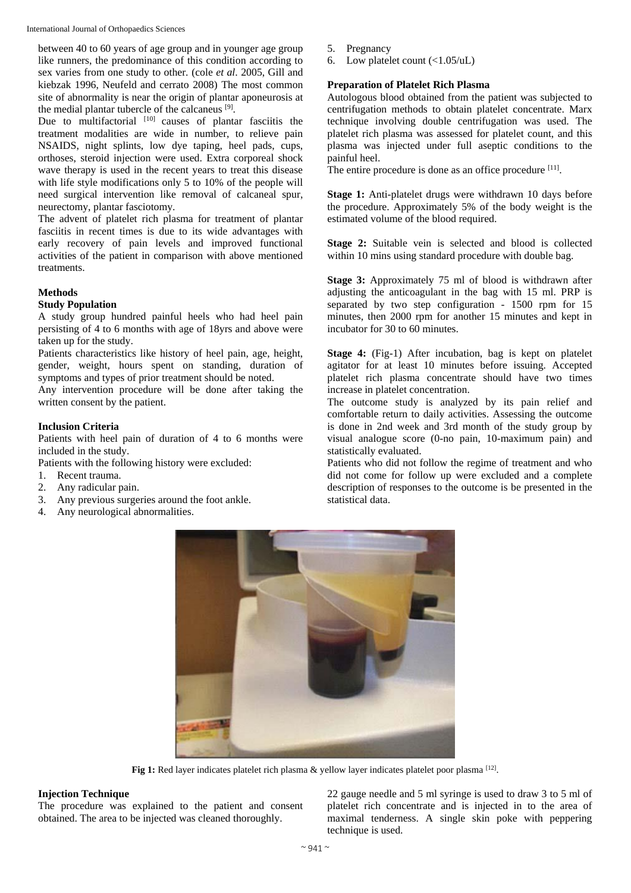between 40 to 60 years of age group and in younger age group like runners, the predominance of this condition according to sex varies from one study to other. (cole *et al*. 2005, Gill and kiebzak 1996, Neufeld and cerrato 2008) The most common site of abnormality is near the origin of plantar aponeurosis at the medial plantar tubercle of the calcaneus [9].

Due to multifactorial [10] causes of plantar fasciitis the treatment modalities are wide in number, to relieve pain NSAIDS, night splints, low dye taping, heel pads, cups, orthoses, steroid injection were used. Extra corporeal shock wave therapy is used in the recent years to treat this disease with life style modifications only 5 to 10% of the people will need surgical intervention like removal of calcaneal spur, neurectomy, plantar fasciotomy.

The advent of platelet rich plasma for treatment of plantar fasciitis in recent times is due to its wide advantages with early recovery of pain levels and improved functional activities of the patient in comparison with above mentioned treatments.

## Methods

### Study Population

A study group hundred painful heels who had heel pain persisting of 4 to 6 months with age of 18yrs and above were taken up for the study.

Patients characteristics like history of heel pain, age, height, gender, weight, hours spent on standing, duration of symptoms and types of prior treatment should be noted.

Any intervention procedure will be done after taking the written consent by the patient.

### Inclusion Criteria

Patients with heel pain of duration of 4 to 6 months were included in the study.

Patients with the following history were excluded:

1. Recent trauma.
2. Any radicular pain.
3. Any previous surgeries around the foot ankle.
4. Any neurological abnormalities.
5. Pregnancy
6. Low platelet count (<1.05/uL)

### Preparation of Platelet Rich Plasma

Autologous blood obtained from the patient was subjected to centrifugation methods to obtain platelet concentrate. Marx technique involving double centrifugation was used. The platelet rich plasma was assessed for platelet count, and this plasma was injected under full aseptic conditions to the painful heel.

The entire procedure is done as an office procedure [11].

**Stage 1:** Anti-platelet drugs were withdrawn 10 days before the procedure. Approximately 5% of the body weight is the estimated volume of the blood required.

**Stage 2:** Suitable vein is selected and blood is collected within 10 mins using standard procedure with double bag.

**Stage 3:** Approximately 75 ml of blood is withdrawn after adjusting the anticoagulant in the bag with 15 ml. PRP is separated by two step configuration - 1500 rpm for 15 minutes, then 2000 rpm for another 15 minutes and kept in incubator for 30 to 60 minutes.

**Stage 4:** (Fig-1) After incubation, bag is kept on platelet agitator for at least 10 minutes before issuing. Accepted platelet rich plasma concentrate should have two times increase in platelet concentration.

The outcome study is analyzed by its pain relief and comfortable return to daily activities. Assessing the outcome is done in 2nd week and 3rd month of the study group by visual analogue score (0-no pain, 10-maximum pain) and statistically evaluated.

Patients who did not follow the regime of treatment and who did not come for follow up were excluded and a complete description of responses to the outcome is be presented in the statistical data.

**Fig 1:** Red layer indicates platelet rich plasma & yellow layer indicates platelet poor plasma [12].

### Injection Technique

The procedure was explained to the patient and consent obtained. The area to be injected was cleaned thoroughly.

22 gauge needle and 5 ml syringe is used to draw 3 to 5 ml of platelet rich concentrate and is injected in to the area of maximal tenderness. A single skin poke with peppering technique is used.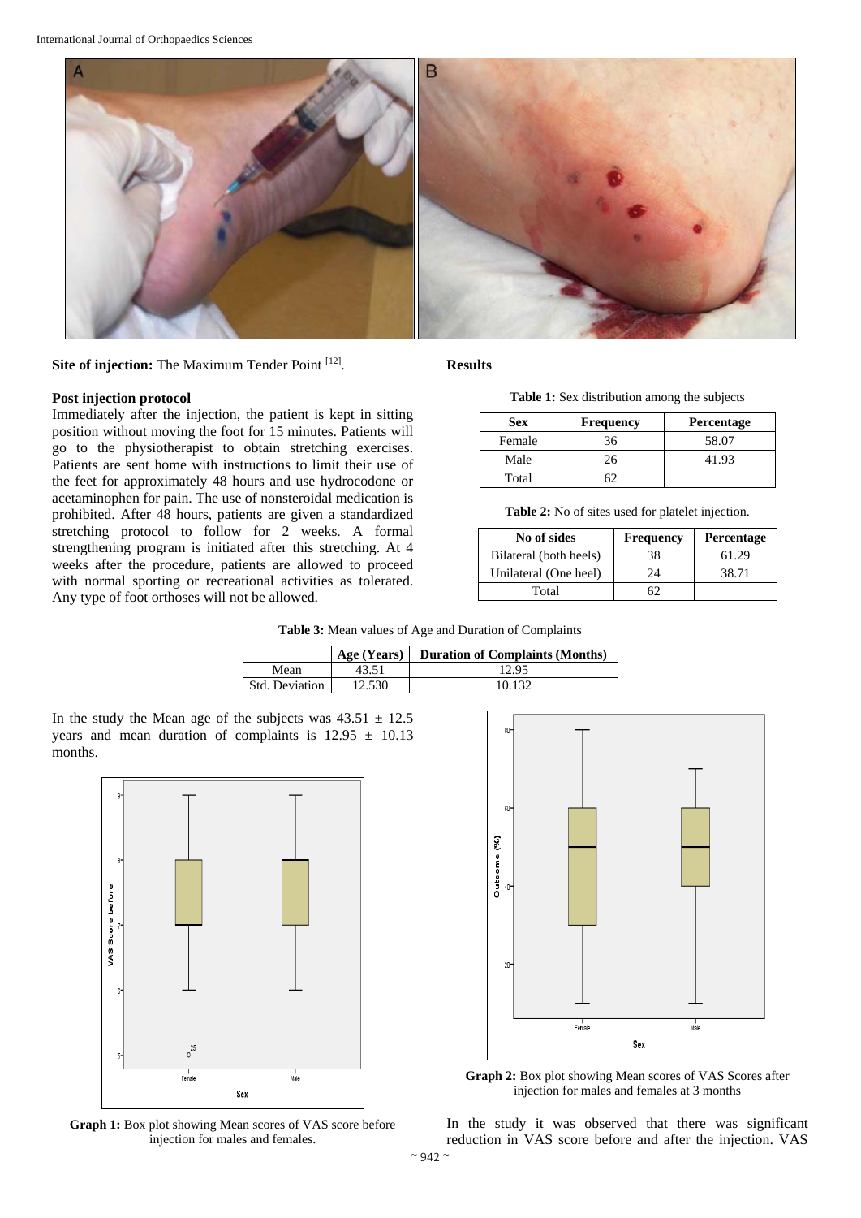**Site of injection:** The Maximum Tender Point [12].

**Post injection protocol**

Immediately after the injection, the patient is kept in sitting position without moving the foot for 15 minutes. Patients will go to the physiotherapist to obtain stretching exercises. Patients are sent home with instructions to limit their use of the feet for approximately 48 hours and use hydrocodone or acetaminophen for pain. The use of nonsteroidal medication is prohibited. After 48 hours, patients are given a standardized stretching protocol to follow for 2 weeks. A formal strengthening program is initiated after this stretching. At 4 weeks after the procedure, patients are allowed to proceed with normal sporting or recreational activities as tolerated. Any type of foot orthoses will not be allowed.

## Results

**Table 1:** Sex distribution among the subjects

| Sex | Frequency | Percentage |
|---|---|---|
| Female | 36 | 58.07 |
| Male | 26 | 41.93 |
| Total | 62 | |

**Table 2:** No of sites used for platelet injection.

| No of sides | Frequency | Percentage |
|---|---|---|
| Bilateral (both heels) | 38 | 61.29 |
| Unilateral (One heel) | 24 | 38.71 |
| Total | 62 | |

**Table 3:** Mean values of Age and Duration of Complaints

| | Age (Years) | Duration of Complaints (Months) |
|---|---|---|
| Mean | 43.51 | 12.95 |
| Std. Deviation | 12.530 | 10.132 |

In the study the Mean age of the subjects was $43.51 \pm 12.5$ years and mean duration of complaints is $12.95 \pm 10.13$ months.

**Graph 1:** Box plot showing Mean scores of VAS score before injection for males and females.

**Graph 2:** Box plot showing Mean scores of VAS Scores after injection for males and females at 3 months

In the study it was observed that there was significant reduction in VAS score before and after the injection. VAS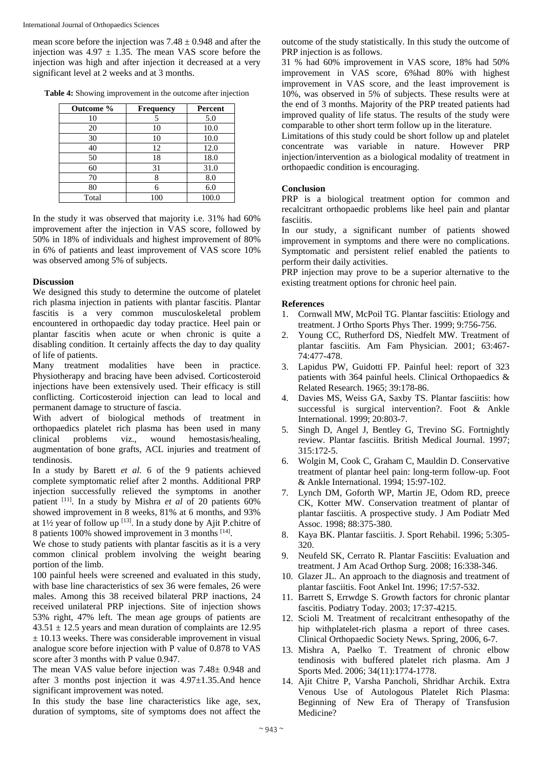mean score before the injection was 7.48 ± 0.948 and after the injection was 4.97 ± 1.35. The mean VAS score before the injection was high and after injection it decreased at a very significant level at 2 weeks and at 3 months.

**Table 4:** Showing improvement in the outcome after injection

| Outcome % | Frequency | Percent |
|---|---|---|
| 10 | 5 | 5.0 |
| 20 | 10 | 10.0 |
| 30 | 10 | 10.0 |
| 40 | 12 | 12.0 |
| 50 | 18 | 18.0 |
| 60 | 31 | 31.0 |
| 70 | 8 | 8.0 |
| 80 | 6 | 6.0 |
| Total | 100 | 100.0 |

In the study it was observed that majority i.e. 31% had 60% improvement after the injection in VAS score, followed by 50% in 18% of individuals and highest improvement of 80% in 6% of patients and least improvement of VAS score 10% was observed among 5% of subjects.

## Discussion

We designed this study to determine the outcome of platelet rich plasma injection in patients with plantar fascitis. Plantar fascitis is a very common musculoskeletal problem encountered in orthopaedic day today practice. Heel pain or plantar fascitis when acute or when chronic is quite a disabling condition. It certainly affects the day to day quality of life of patients.

Many treatment modalities have been in practice. Physiotherapy and bracing have been advised. Corticosteroid injections have been extensively used. Their efficacy is still conflicting. Corticosteroid injection can lead to local and permanent damage to structure of fascia.

With advert of biological methods of treatment in orthopaedics platelet rich plasma has been used in many clinical problems viz., wound hemostasis/healing, augmentation of bone grafts, ACL injuries and treatment of tendinosis.

In a study by Barett *et al.* 6 of the 9 patients achieved complete symptomatic relief after 2 months. Additional PRP injection successfully relieved the symptoms in another patient [11]. In a study by Mishra *et al* of 20 patients 60% showed improvement in 8 weeks, 81% at 6 months, and 93% at 1½ year of follow up [13]. In a study done by Ajit P.chitre of 8 patients 100% showed improvement in 3 months [14].

We chose to study patients with plantar fascitis as it is a very common clinical problem involving the weight bearing portion of the limb.

100 painful heels were screened and evaluated in this study, with base line characteristics of sex 36 were females, 26 were males. Among this 38 received bilateral PRP inactions, 24 received unilateral PRP injections. Site of injection shows 53% right, 47% left. The mean age groups of patients are 43.51 ± 12.5 years and mean duration of complaints are 12.95 ± 10.13 weeks. There was considerable improvement in visual analogue score before injection with P value of 0.878 to VAS score after 3 months with P value 0.947.

The mean VAS value before injection was 7.48± 0.948 and after 3 months post injection it was 4.97±1.35.And hence significant improvement was noted.

In this study the base line characteristics like age, sex, duration of symptoms, site of symptoms does not affect the outcome of the study statistically. In this study the outcome of PRP injection is as follows.

31 % had 60% improvement in VAS score, 18% had 50% improvement in VAS score, 6%had 80% with highest improvement in VAS score, and the least improvement is 10%, was observed in 5% of subjects. These results were at the end of 3 months. Majority of the PRP treated patients had improved quality of life status. The results of the study were comparable to other short term follow up in the literature.

Limitations of this study could be short follow up and platelet concentrate was variable in nature. However PRP injection/intervention as a biological modality of treatment in orthopaedic condition is encouraging.

## Conclusion

PRP is a biological treatment option for common and recalcitrant orthopaedic problems like heel pain and plantar fasciitis.

In our study, a significant number of patients showed improvement in symptoms and there were no complications. Symptomatic and persistent relief enabled the patients to perform their daily activities.

PRP injection may prove to be a superior alternative to the existing treatment options for chronic heel pain.

## References

1. Cornwall MW, McPoil TG. Plantar fasciitis: Etiology and treatment. J Ortho Sports Phys Ther. 1999; 9:756-756.
2. Young CC, Rutherford DS, Niedfelt MW. Treatment of plantar fasciitis. Am Fam Physician. 2001; 63:467-74:477-478.
3. Lapidus PW, Guidotti FP. Painful heel: report of 323 patients with 364 painful heels. Clinical Orthopaedics & Related Research. 1965; 39:178-86.
4. Davies MS, Weiss GA, Saxby TS. Plantar fasciitis: how successful is surgical intervention?. Foot & Ankle International. 1999; 20:803-7.
5. Singh D, Angel J, Bentley G, Trevino SG. Fortnightly review. Plantar fasciitis. British Medical Journal. 1997; 315:172-5.
6. Wolgin M, Cook C, Graham C, Mauldin D. Conservative treatment of plantar heel pain: long-term follow-up. Foot & Ankle International. 1994; 15:97-102.
7. Lynch DM, Goforth WP, Martin JE, Odom RD, preece CK, Kotter MW. Conservation treatment of plantar of plantar fasciitis. A prospective study. J Am Podiatr Med Assoc. 1998; 88:375-380.
8. Kaya BK. Plantar fasciitis. J. Sport Rehabil. 1996; 5:305-320.
9. Neufeld SK, Cerrato R. Plantar Fasciitis: Evaluation and treatment. J Am Acad Orthop Surg. 2008; 16:338-346.
10. Glazer JL. An approach to the diagnosis and treatment of plantar fasciitis. Foot Ankel Int. 1996; 17:57-532.
11. Barrett S, Errwdge S. Growth factors for chronic plantar fascitis. Podiatry Today. 2003; 17:37-4215.
12. Scioli M. Treatment of recalcitrant enthesopathy of the hip withplatelet-rich plasma a report of three cases. Clinical Orthopaedic Society News. Spring, 2006, 6-7.
13. Mishra A, Paelko T. Treatment of chronic elbow tendinosis with buffered platelet rich plasma. Am J Sports Med. 2006; 34(11):1774-1778.
14. Ajit Chitre P, Varsha Pancholi, Shridhar Archik. Extra Venous Use of Autologous Platelet Rich Plasma: Beginning of New Era of Therapy of Transfusion Medicine?